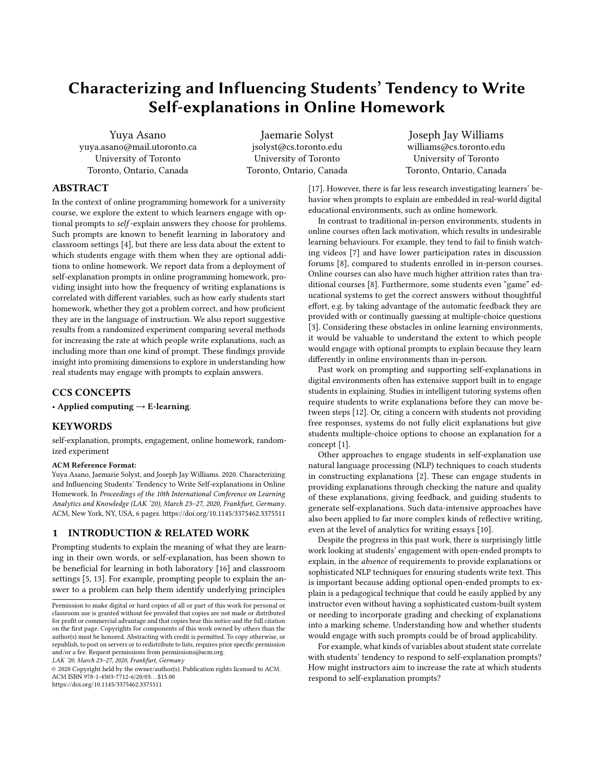# Characterizing and Influencing Students' Tendency to Write Self-explanations in Online Homework

Yuya Asano
yuya.asano@mail.utoronto.ca
University of Toronto
Toronto, Ontario, Canada

Jaemarie Solyst
jsolyst@cs.toronto.edu
University of Toronto
Toronto, Ontario, Canada

Joseph Jay Williams
williams@cs.toronto.edu
University of Toronto
Toronto, Ontario, Canada

## ABSTRACT

In the context of online programming homework for a university course, we explore the extent to which learners engage with optional prompts to *self*-explain answers they choose for problems. Such prompts are known to benefit learning in laboratory and classroom settings [4], but there are less data about the extent to which students engage with them when they are optional additions to online homework. We report data from a deployment of self-explanation prompts in online programming homework, providing insight into how the frequency of writing explanations is correlated with different variables, such as how early students start homework, whether they got a problem correct, and how proficient they are in the language of instruction. We also report suggestive results from a randomized experiment comparing several methods for increasing the rate at which people write explanations, such as including more than one kind of prompt. These findings provide insight into promising dimensions to explore in understanding how real students may engage with prompts to explain answers.

## CCS CONCEPTS

• **Applied computing → E-learning**.

## KEYWORDS

self-explanation, prompts, engagement, online homework, randomized experiment

**ACM Reference Format:**
Yuya Asano, Jaemarie Solyst, and Joseph Jay Williams. 2020. Characterizing and Influencing Students' Tendency to Write Self-explanations in Online Homework. In *Proceedings of the 10th International Conference on Learning Analytics and Knowledge (LAK '20), March 23–27, 2020, Frankfurt, Germany.* ACM, New York, NY, USA, 6 pages. https://doi.org/10.1145/3375462.3375511

## 1 INTRODUCTION & RELATED WORK

Prompting students to explain the meaning of what they are learning in their own words, or self-explanation, has been shown to be beneficial for learning in both laboratory [16] and classroom settings [5, 13]. For example, prompting people to explain the answer to a problem can help them identify underlying principles [17]. However, there is far less research investigating learners' behavior when prompts to explain are embedded in real-world digital educational environments, such as online homework.

In contrast to traditional in-person environments, students in online courses often lack motivation, which results in undesirable learning behaviours. For example, they tend to fail to finish watching videos [7] and have lower participation rates in discussion forums [8], compared to students enrolled in in-person courses. Online courses can also have much higher attrition rates than traditional courses [8]. Furthermore, some students even "game" educational systems to get the correct answers without thoughtful effort, e.g. by taking advantage of the automatic feedback they are provided with or continually guessing at multiple-choice questions [3]. Considering these obstacles in online learning environments, it would be valuable to understand the extent to which people would engage with optional prompts to explain because they learn differently in online environments than in-person.

Past work on prompting and supporting self-explanations in digital environments often has extensive support built in to engage students in explaining. Studies in intelligent tutoring systems often require students to write explanations before they can move between steps [12]. Or, citing a concern with students not providing free responses, systems do not fully elicit explanations but give students multiple-choice options to choose an explanation for a concept [1].

Other approaches to engage students in self-explanation use natural language processing (NLP) techniques to coach students in constructing explanations [2]. These can engage students in providing explanations through checking the nature and quality of these explanations, giving feedback, and guiding students to generate self-explanations. Such data-intensive approaches have also been applied to far more complex kinds of reflective writing, even at the level of analytics for writing essays [10].

Despite the progress in this past work, there is surprisingly little work looking at students' engagement with open-ended prompts to explain, in the *absence* of requirements to provide explanations or sophisticated NLP techniques for ensuring students write text. This is important because adding optional open-ended prompts to explain is a pedagogical technique that could be easily applied by any instructor even without having a sophisticated custom-built system or needing to incorporate grading and checking of explanations into a marking scheme. Understanding how and whether students would engage with such prompts could be of broad applicability.

For example, what kinds of variables about student state correlate with students' tendency to respond to self-explanation prompts? How might instructors aim to increase the rate at which students respond to self-explanation prompts?

Permission to make digital or hard copies of all or part of this work for personal or classroom use is granted without fee provided that copies are not made or distributed for profit or commercial advantage and that copies bear this notice and the full citation on the first page. Copyrights for components of this work owned by others than the author(s) must be honored. Abstracting with credit is permitted. To copy otherwise, or republish, to post on servers or to redistribute to lists, requires prior specific permission and/or a fee. Request permissions from permissions@acm.org.
*LAK '20, March 23–27, 2020, Frankfurt, Germany*
© 2020 Copyright held by the owner/author(s). Publication rights licensed to ACM.
ACM ISBN 978-1-4503-7712-6/20/03...$15.00
https://doi.org/10.1145/3375462.3375511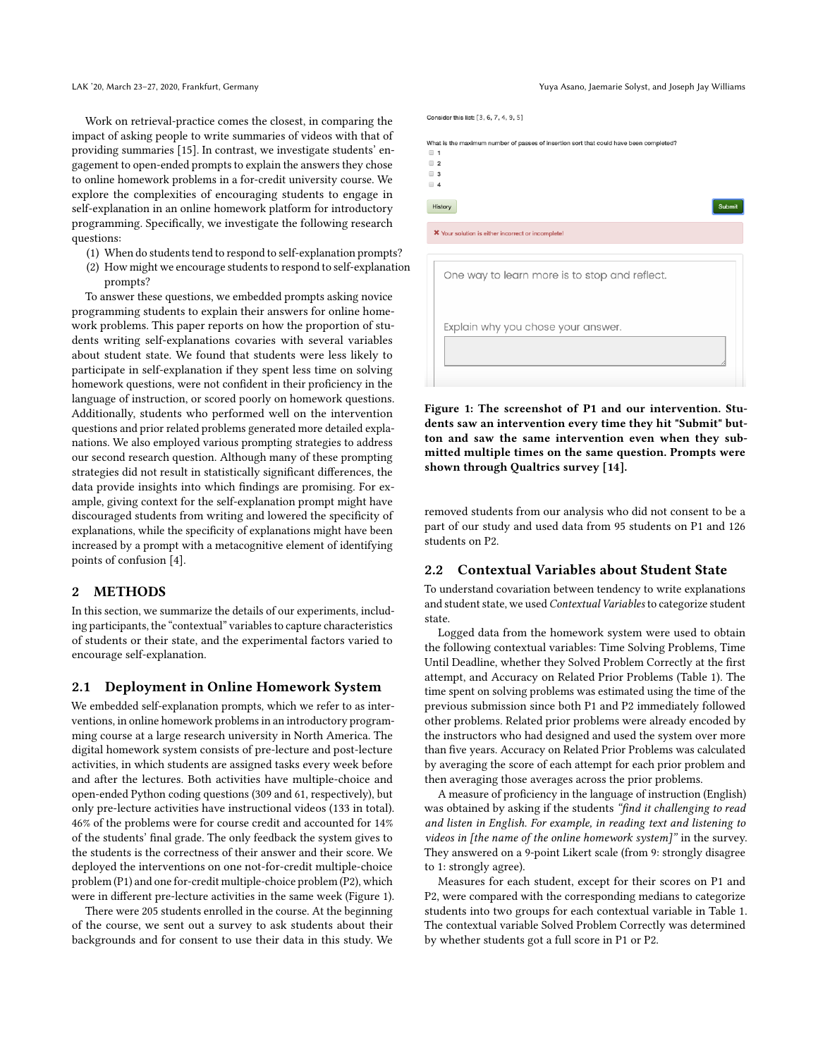Work on retrieval-practice comes the closest, in comparing the impact of asking people to write summaries of videos with that of providing summaries [15]. In contrast, we investigate students' engagement to open-ended prompts to explain the answers they chose to online homework problems in a for-credit university course. We explore the complexities of encouraging students to engage in self-explanation in an online homework platform for introductory programming. Specifically, we investigate the following research questions:

(1) When do students tend to respond to self-explanation prompts?
(2) How might we encourage students to respond to self-explanation prompts?

To answer these questions, we embedded prompts asking novice programming students to explain their answers for online homework problems. This paper reports on how the proportion of students writing self-explanations covaries with several variables about student state. We found that students were less likely to participate in self-explanation if they spent less time on solving homework questions, were not confident in their proficiency in the language of instruction, or scored poorly on homework questions. Additionally, students who performed well on the intervention questions and prior related problems generated more detailed explanations. We also employed various prompting strategies to address our second research question. Although many of these prompting strategies did not result in statistically significant differences, the data provide insights into which findings are promising. For example, giving context for the self-explanation prompt might have discouraged students from writing and lowered the specificity of explanations, while the specificity of explanations might have been increased by a prompt with a metacognitive element of identifying points of confusion [4].

## 2 METHODS

In this section, we summarize the details of our experiments, including participants, the "contextual" variables to capture characteristics of students or their state, and the experimental factors varied to encourage self-explanation.

### 2.1 Deployment in Online Homework System

We embedded self-explanation prompts, which we refer to as interventions, in online homework problems in an introductory programming course at a large research university in North America. The digital homework system consists of pre-lecture and post-lecture activities, in which students are assigned tasks every week before and after the lectures. Both activities have multiple-choice and open-ended Python coding questions (309 and 61, respectively), but only pre-lecture activities have instructional videos (133 in total). 46% of the problems were for course credit and accounted for 14% of the students' final grade. The only feedback the system gives to the students is the correctness of their answer and their score. We deployed the interventions on one not-for-credit multiple-choice problem (P1) and one for-credit multiple-choice problem (P2), which were in different pre-lecture activities in the same week (Figure 1).

There were 205 students enrolled in the course. At the beginning of the course, we sent out a survey to ask students about their backgrounds and for consent to use their data in this study. We removed students from our analysis who did not consent to be a part of our study and used data from 95 students on P1 and 126 students on P2.

Consider this list: [3, 6, 7, 4, 9, 5]

What is the maximum number of passes of insertion sort that could have been completed?

- 1
- 2
- 3
- 4

History | Submit

✖ Your solution is either incorrect or incomplete!

One way to learn more is to stop and reflect.

Explain why you chose your answer.

**Figure 1: The screenshot of P1 and our intervention. Students saw an intervention every time they hit "Submit" button and saw the same intervention even when they submitted multiple times on the same question. Prompts were shown through Qualtrics survey [14].**

### 2.2 Contextual Variables about Student State

To understand covariation between tendency to write explanations and student state, we used *Contextual Variables* to categorize student state.

Logged data from the homework system were used to obtain the following contextual variables: Time Solving Problems, Time Until Deadline, whether they Solved Problem Correctly at the first attempt, and Accuracy on Related Prior Problems (Table 1). The time spent on solving problems was estimated using the time of the previous submission since both P1 and P2 immediately followed other problems. Related prior problems were already encoded by the instructors who had designed and used the system over more than five years. Accuracy on Related Prior Problems was calculated by averaging the score of each attempt for each prior problem and then averaging those averages across the prior problems.

A measure of proficiency in the language of instruction (English) was obtained by asking if the students *"find it challenging to read and listen in English. For example, in reading text and listening to videos in [the name of the online homework system]"* in the survey. They answered on a 9-point Likert scale (from 9: strongly disagree to 1: strongly agree).

Measures for each student, except for their scores on P1 and P2, were compared with the corresponding medians to categorize students into two groups for each contextual variable in Table 1. The contextual variable Solved Problem Correctly was determined by whether students got a full score in P1 or P2.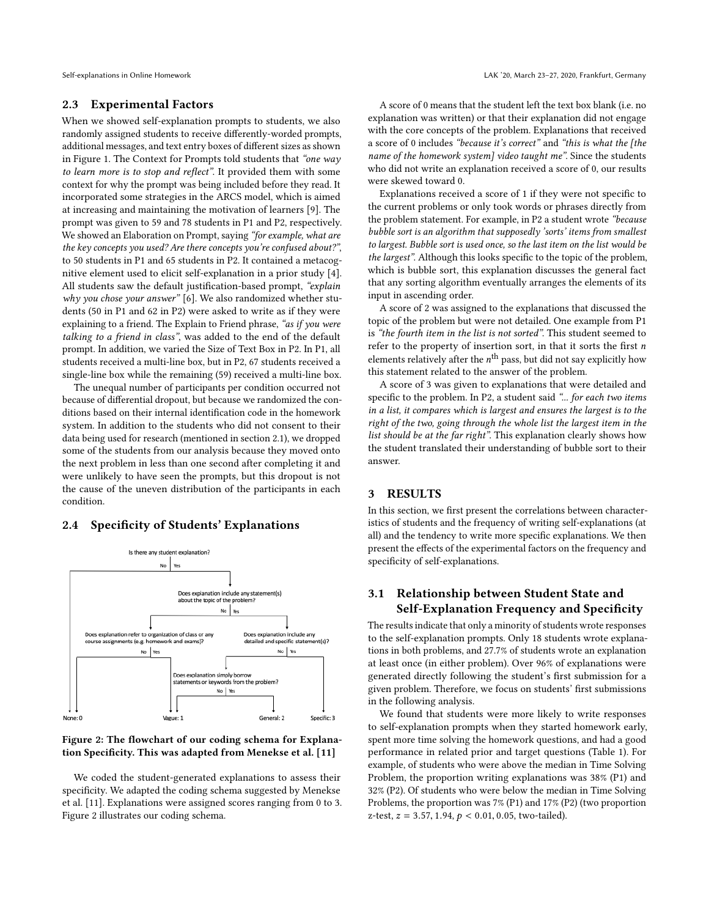### 2.3 Experimental Factors

When we showed self-explanation prompts to students, we also randomly assigned students to receive differently-worded prompts, additional messages, and text entry boxes of different sizes as shown in Figure 1. The Context for Prompts told students that *"one way to learn more is to stop and reflect"*. It provided them with some context for why the prompt was being included before they read. It incorporated some strategies in the ARCS model, which is aimed at increasing and maintaining the motivation of learners [9]. The prompt was given to 59 and 78 students in P1 and P2, respectively. We showed an Elaboration on Prompt, saying *"for example, what are the key concepts you used? Are there concepts you're confused about?"*, to 50 students in P1 and 65 students in P2. It contained a metacognitive element used to elicit self-explanation in a prior study [4]. All students saw the default justification-based prompt, *"explain why you chose your answer"* [6]. We also randomized whether students (50 in P1 and 62 in P2) were asked to write as if they were explaining to a friend. The Explain to Friend phrase, *"as if you were talking to a friend in class"*, was added to the end of the default prompt. In addition, we varied the Size of Text Box in P2. In P1, all students received a multi-line box, but in P2, 67 students received a single-line box while the remaining (59) received a multi-line box.

The unequal number of participants per condition occurred not because of differential dropout, but because we randomized the conditions based on their internal identification code in the homework system. In addition to the students who did not consent to their data being used for research (mentioned in section 2.1), we dropped some of the students from our analysis because they moved onto the next problem in less than one second after completing it and were unlikely to have seen the prompts, but this dropout is not the cause of the uneven distribution of the participants in each condition.

### 2.4 Specificity of Students' Explanations

Is there any student explanation?
No | Yes

Does explanation include any statement(s) about the topic of the problem?
No | Yes

Does explanation refer to organization of class or any course assignments (e.g. homework and exams)?
No | Yes

Does explanation include any detailed and specific statement(s)?
No | Yes

Does explanation simply borrow statements or keywords from the problem?
No | Yes

None: 0 | Vague: 1 | General: 2 | Specific: 3

**Figure 2: The flowchart of our coding schema for Explanation Specificity. This was adapted from Menekse et al. [11]**

We coded the student-generated explanations to assess their specificity. We adapted the coding schema suggested by Menekse et al. [11]. Explanations were assigned scores ranging from 0 to 3. Figure 2 illustrates our coding schema.

A score of 0 means that the student left the text box blank (i.e. no explanation was written) or that their explanation did not engage with the core concepts of the problem. Explanations that received a score of 0 includes *"because it's correct"* and *"this is what the [the name of the homework system] video taught me"*. Since the students who did not write an explanation received a score of 0, our results were skewed toward 0.

Explanations received a score of 1 if they were not specific to the current problems or only took words or phrases directly from the problem statement. For example, in P2 a student wrote *"because bubble sort is an algorithm that supposedly 'sorts' items from smallest to largest. Bubble sort is used once, so the last item on the list would be the largest"*. Although this looks specific to the topic of the problem, which is bubble sort, this explanation discusses the general fact that any sorting algorithm eventually arranges the elements of its input in ascending order.

A score of 2 was assigned to the explanations that discussed the topic of the problem but were not detailed. One example from P1 is *"the fourth item in the list is not sorted"*. This student seemed to refer to the property of insertion sort, in that it sorts the first $n$ elements relatively after the $n^{\text{th}}$ pass, but did not say explicitly how this statement related to the answer of the problem.

A score of 3 was given to explanations that were detailed and specific to the problem. In P2, a student said *"... for each two items in a list, it compares which is largest and ensures the largest is to the right of the two, going through the whole list the largest item in the list should be at the far right"*. This explanation clearly shows how the student translated their understanding of bubble sort to their answer.

## 3 RESULTS

In this section, we first present the correlations between characteristics of students and the frequency of writing self-explanations (at all) and the tendency to write more specific explanations. We then present the effects of the experimental factors on the frequency and specificity of self-explanations.

### 3.1 Relationship between Student State and Self-Explanation Frequency and Specificity

The results indicate that only a minority of students wrote responses to the self-explanation prompts. Only 18 students wrote explanations in both problems, and 27.7% of students wrote an explanation at least once (in either problem). Over 96% of explanations were generated directly following the student's first submission for a given problem. Therefore, we focus on students' first submissions in the following analysis.

We found that students were more likely to write responses to self-explanation prompts when they started homework early, spent more time solving the homework questions, and had a good performance in related prior and target questions (Table 1). For example, of students who were above the median in Time Solving Problem, the proportion writing explanations was 38% (P1) and 32% (P2). Of students who were below the median in Time Solving Problems, the proportion was 7% (P1) and 17% (P2) (two proportion z-test, $z = 3.57, 1.94$, $p < 0.01, 0.05$, two-tailed).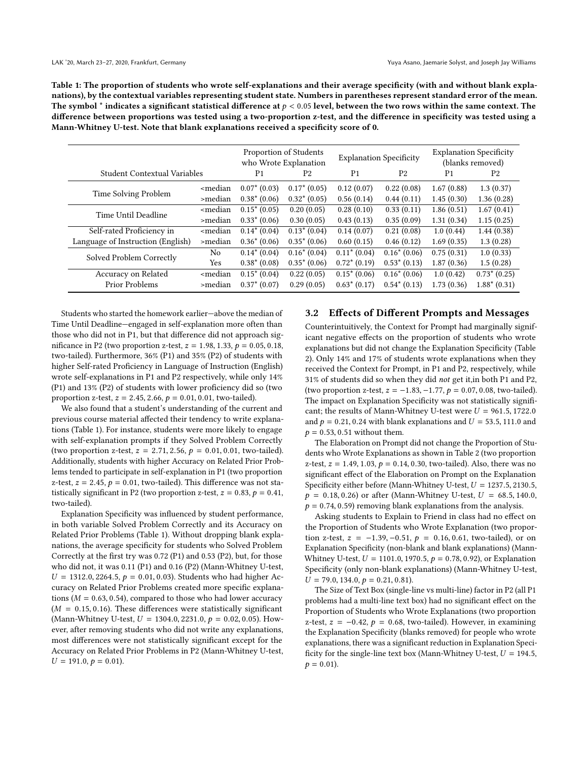**Table 1: The proportion of students who wrote self-explanations and their average specificity (with and without blank explanations), by the contextual variables representing student state. Numbers in parentheses represent standard error of the mean. The symbol * indicates a significant statistical difference at $p < 0.05$ level, between the two rows within the same context. The difference between proportions was tested using a two-proportion z-test, and the difference in specificity was tested using a Mann-Whitney U-test. Note that blank explanations received a specificity score of 0.**

| Student Contextual Variables | | Proportion of Students who Wrote Explanation | | Explanation Specificity | | Explanation Specificity (blanks removed) | |
|---|---|---|---|---|---|---|---|
| | | P1 | P2 | P1 | P2 | P1 | P2 |
| Time Solving Problem | <median | 0.07* (0.03) | 0.17* (0.05) | 0.12 (0.07) | 0.22 (0.08) | 1.67 (0.88) | 1.3 (0.37) |
| | >median | 0.38* (0.06) | 0.32* (0.05) | 0.56 (0.14) | 0.44 (0.11) | 1.45 (0.30) | 1.36 (0.28) |
| Time Until Deadline | <median | 0.15* (0.05) | 0.20 (0.05) | 0.28 (0.10) | 0.33 (0.11) | 1.86 (0.51) | 1.67 (0.41) |
| | >median | 0.33* (0.06) | 0.30 (0.05) | 0.43 (0.13) | 0.35 (0.09) | 1.31 (0.34) | 1.15 (0.25) |
| Self-rated Proficiency in Language of Instruction (English) | <median | 0.14* (0.04) | 0.13* (0.04) | 0.14 (0.07) | 0.21 (0.08) | 1.0 (0.44) | 1.44 (0.38) |
| | >median | 0.36* (0.06) | 0.35* (0.06) | 0.60 (0.15) | 0.46 (0.12) | 1.69 (0.35) | 1.3 (0.28) |
| Solved Problem Correctly | No | 0.14* (0.04) | 0.16* (0.04) | 0.11* (0.04) | 0.16* (0.06) | 0.75 (0.31) | 1.0 (0.33) |
| | Yes | 0.38* (0.08) | 0.35* (0.06) | 0.72* (0.19) | 0.53* (0.13) | 1.87 (0.36) | 1.5 (0.28) |
| Accuracy on Related Prior Problems | <median | 0.15* (0.04) | 0.22 (0.05) | 0.15* (0.06) | 0.16* (0.06) | 1.0 (0.42) | 0.73* (0.25) |
| | >median | 0.37* (0.07) | 0.29 (0.05) | 0.63* (0.17) | 0.54* (0.13) | 1.73 (0.36) | 1.88* (0.31) |

Students who started the homework earlier—above the median of Time Until Deadline—engaged in self-explanation more often than those who did not in P1, but that difference did not approach significance in P2 (two proportion z-test, $z = 1.98, 1.33$, $p = 0.05, 0.18$, two-tailed). Furthermore, 36% (P1) and 35% (P2) of students with higher Self-rated Proficiency in Language of Instruction (English) wrote self-explanations in P1 and P2 respectively, while only 14% (P1) and 13% (P2) of students with lower proficiency did so (two proportion z-test, $z = 2.45, 2.66$, $p = 0.01, 0.01$, two-tailed).

We also found that a student's understanding of the current and previous course material affected their tendency to write explanations (Table 1). For instance, students were more likely to engage with self-explanation prompts if they Solved Problem Correctly (two proportion z-test, $z = 2.71, 2.56$, $p = 0.01, 0.01$, two-tailed). Additionally, students with higher Accuracy on Related Prior Problems tended to participate in self-explanation in P1 (two proportion z-test, $z = 2.45$, $p = 0.01$, two-tailed). This difference was not statistically significant in P2 (two proportion z-test, $z = 0.83$, $p = 0.41$, two-tailed).

Explanation Specificity was influenced by student performance, in both variable Solved Problem Correctly and its Accuracy on Related Prior Problems (Table 1). Without dropping blank explanations, the average specificity for students who Solved Problem Correctly at the first try was 0.72 (P1) and 0.53 (P2), but, for those who did not, it was 0.11 (P1) and 0.16 (P2) (Mann-Whitney U-test, $U = 1312.0, 2264.5$, $p = 0.01, 0.03$). Students who had higher Accuracy on Related Prior Problems created more specific explanations ($M = 0.63, 0.54$), compared to those who had lower accuracy ($M = 0.15, 0.16$). These differences were statistically significant (Mann-Whitney U-test, $U = 1304.0, 2231.0$, $p = 0.02, 0.05$). However, after removing students who did not write any explanations, most differences were not statistically significant except for the Accuracy on Related Prior Problems in P2 (Mann-Whitney U-test, $U = 191.0$, $p = 0.01$).

### 3.2 Effects of Different Prompts and Messages

Counterintuitively, the Context for Prompt had marginally significant negative effects on the proportion of students who wrote explanations but did not change the Explanation Specificity (Table 2). Only 14% and 17% of students wrote explanations when they received the Context for Prompt, in P1 and P2, respectively, while 31% of students did so when they did *not* get it,in both P1 and P2, (two proportion z-test, $z = -1.83, -1.77$, $p = 0.07, 0.08$, two-tailed). The impact on Explanation Specificity was not statistically significant; the results of Mann-Whitney U-test were $U = 961.5, 1722.0$ and $p = 0.21, 0.24$ with blank explanations and $U = 53.5, 111.0$ and $p = 0.53, 0.51$ without them.

The Elaboration on Prompt did not change the Proportion of Students who Wrote Explanations as shown in Table 2 (two proportion z-test, $z = 1.49, 1.03$, $p = 0.14, 0.30$, two-tailed). Also, there was no significant effect of the Elaboration on Prompt on the Explanation Specificity either before (Mann-Whitney U-test, $U = 1237.5, 2130.5$, $p = 0.18, 0.26$) or after (Mann-Whitney U-test, $U = 68.5, 140.0$, $p = 0.74, 0.59$) removing blank explanations from the analysis.

Asking students to Explain to Friend in class had no effect on the Proportion of Students who Wrote Explanation (two proportion z-test, $z = -1.39, -0.51$, $p = 0.16, 0.61$, two-tailed), or on Explanation Specificity (non-blank and blank explanations) (Mann-Whitney U-test, $U = 1101.0, 1970.5$, $p = 0.78, 0.92$), or Explanation Specificity (only non-blank explanations) (Mann-Whitney U-test, $U = 79.0, 134.0$, $p = 0.21, 0.81$).

The Size of Text Box (single-line vs multi-line) factor in P2 (all P1 problems had a multi-line text box) had no significant effect on the Proportion of Students who Wrote Explanations (two proportion z-test, $z = -0.42$, $p = 0.68$, two-tailed). However, in examining the Explanation Specificity (blanks removed) for people who wrote explanations, there was a significant reduction in Explanation Specificity for the single-line text box (Mann-Whitney U-test, $U = 194.5$, $p = 0.01$).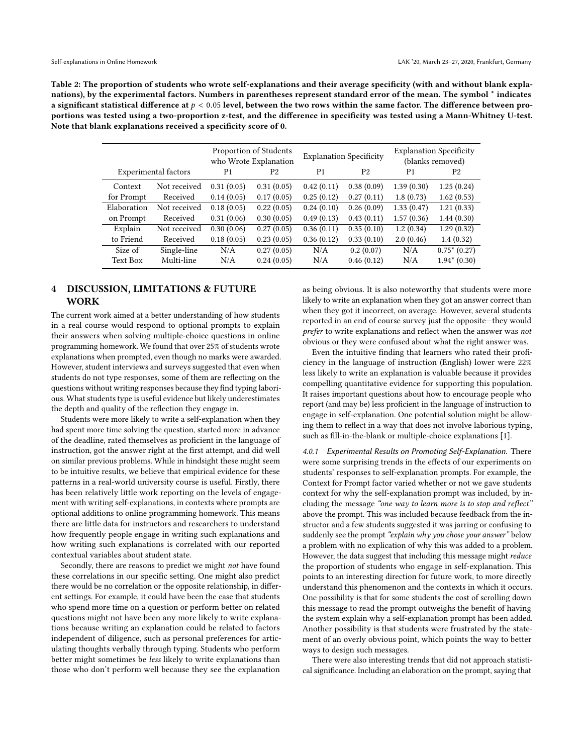**Table 2: The proportion of students who wrote self-explanations and their average specificity (with and without blank explanations), by the experimental factors. Numbers in parentheses represent standard error of the mean. The symbol * indicates a significant statistical difference at $p < 0.05$ level, between the two rows within the same factor. The difference between proportions was tested using a two-proportion z-test, and the difference in specificity was tested using a Mann-Whitney U-test. Note that blank explanations received a specificity score of 0.**

| Experimental factors | | Proportion of Students who Wrote Explanation | | Explanation Specificity | | Explanation Specificity (blanks removed) | |
|---|---|---|---|---|---|---|---|
| | | P1 | P2 | P1 | P2 | P1 | P2 |
| Context for Prompt | Not received | 0.31 (0.05) | 0.31 (0.05) | 0.42 (0.11) | 0.38 (0.09) | 1.39 (0.30) | 1.25 (0.24) |
| | Received | 0.14 (0.05) | 0.17 (0.05) | 0.25 (0.12) | 0.27 (0.11) | 1.8 (0.73) | 1.62 (0.53) |
| Elaboration on Prompt | Not received | 0.18 (0.05) | 0.22 (0.05) | 0.24 (0.10) | 0.26 (0.09) | 1.33 (0.47) | 1.21 (0.33) |
| | Received | 0.31 (0.06) | 0.30 (0.05) | 0.49 (0.13) | 0.43 (0.11) | 1.57 (0.36) | 1.44 (0.30) |
| Explain to Friend | Not received | 0.30 (0.06) | 0.27 (0.05) | 0.36 (0.11) | 0.35 (0.10) | 1.2 (0.34) | 1.29 (0.32) |
| | Received | 0.18 (0.05) | 0.23 (0.05) | 0.36 (0.12) | 0.33 (0.10) | 2.0 (0.46) | 1.4 (0.32) |
| Size of Text Box | Single-line | N/A | 0.27 (0.05) | N/A | 0.2 (0.07) | N/A | 0.75* (0.27) |
| | Multi-line | N/A | 0.24 (0.05) | N/A | 0.46 (0.12) | N/A | 1.94* (0.30) |

## 4 DISCUSSION, LIMITATIONS & FUTURE WORK

The current work aimed at a better understanding of how students in a real course would respond to optional prompts to explain their answers when solving multiple-choice questions in online programming homework. We found that over 25% of students wrote explanations when prompted, even though no marks were awarded. However, student interviews and surveys suggested that even when students do not type responses, some of them are reflecting on the questions without writing responses because they find typing laborious. What students type is useful evidence but likely underestimates the depth and quality of the reflection they engage in.

Students were more likely to write a self-explanation when they had spent more time solving the question, started more in advance of the deadline, rated themselves as proficient in the language of instruction, got the answer right at the first attempt, and did well on similar previous problems. While in hindsight these might seem to be intuitive results, we believe that empirical evidence for these patterns in a real-world university course is useful. Firstly, there has been relatively little work reporting on the levels of engagement with writing self-explanations, in contexts where prompts are optional additions to online programming homework. This means there are little data for instructors and researchers to understand how frequently people engage in writing such explanations and how writing such explanations is correlated with our reported contextual variables about student state.

Secondly, there are reasons to predict we might *not* have found these correlations in our specific setting. One might also predict there would be no correlation or the opposite relationship, in different settings. For example, it could have been the case that students who spend more time on a question or perform better on related questions might not have been any more likely to write explanations because writing an explanation could be related to factors independent of diligence, such as personal preferences for articulating thoughts verbally through typing. Students who perform better might sometimes be *less* likely to write explanations than those who don't perform well because they see the explanation as being obvious. It is also noteworthy that students were more likely to write an explanation when they got an answer correct than when they got it incorrect, on average. However, several students reported in an end of course survey just the opposite—they would *prefer* to write explanations and reflect when the answer was *not* obvious or they were confused about what the right answer was.

Even the intuitive finding that learners who rated their proficiency in the language of instruction (English) lower were 22% less likely to write an explanation is valuable because it provides compelling quantitative evidence for supporting this population. It raises important questions about how to encourage people who report (and may be) less proficient in the language of instruction to engage in self-explanation. One potential solution might be allowing them to reflect in a way that does not involve laborious typing, such as fill-in-the-blank or multiple-choice explanations [1].

#### 4.0.1 Experimental Results on Promoting Self-Explanation.

There were some surprising trends in the effects of our experiments on students' responses to self-explanation prompts. For example, the Context for Prompt factor varied whether or not we gave students context for why the self-explanation prompt was included, by including the message *"one way to learn more is to stop and reflect"* above the prompt. This was included because feedback from the instructor and a few students suggested it was jarring or confusing to suddenly see the prompt *"explain why you chose your answer"* below a problem with no explication of why this was added to a problem. However, the data suggest that including this message might *reduce* the proportion of students who engage in self-explanation. This points to an interesting direction for future work, to more directly understand this phenomenon and the contexts in which it occurs. One possibility is that for some students the cost of scrolling down this message to read the prompt outweighs the benefit of having the system explain why a self-explanation prompt has been added. Another possibility is that students were frustrated by the statement of an overly obvious point, which points the way to better ways to design such messages.

There were also interesting trends that did not approach statistical significance. Including an elaboration on the prompt, saying that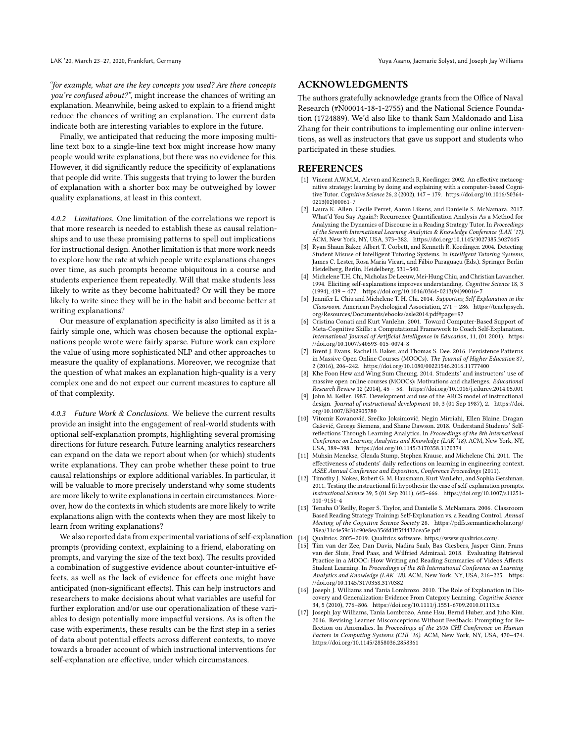*"for example, what are the key concepts you used? Are there concepts you're confused about?"*, might increase the chances of writing an explanation. Meanwhile, being asked to explain to a friend might reduce the chances of writing an explanation. The current data indicate both are interesting variables to explore in the future.

Finally, we anticipated that reducing the more imposing multi-line text box to a single-line text box might increase how many people would write explanations, but there was no evidence for this. However, it did significantly reduce the specificity of explanations that people did write. This suggests that trying to lower the burden of explanation with a shorter box may be outweighed by lower quality explanations, at least in this context.

#### 4.0.2 Limitations.

One limitation of the correlations we report is that more research is needed to establish these as causal relationships and to use these promising patterns to spell out implications for instructional design. Another limitation is that more work needs to explore how the rate at which people write explanations changes over time, as such prompts become ubiquitous in a course and students experience them repeatedly. Will that make students less likely to write as they become habituated? Or will they be more likely to write since they will be in the habit and become better at writing explanations?

Our measure of explanation specificity is also limited as it is a fairly simple one, which was chosen because the optional explanations people wrote were fairly sparse. Future work can explore the value of using more sophisticated NLP and other approaches to measure the quality of explanations. Moreover, we recognize that the question of what makes an explanation high-quality is a very complex one and do not expect our current measures to capture all of that complexity.

#### 4.0.3 Future Work & Conclusions.

We believe the current results provide an insight into the engagement of real-world students with optional self-explanation prompts, highlighting several promising directions for future research. Future learning analytics researchers can expand on the data we report about when (or which) students write explanations. They can probe whether these point to true causal relationships or explore additional variables. In particular, it will be valuable to more precisely understand why some students are more likely to write explanations in certain circumstances. Moreover, how do the contexts in which students are more likely to write explanations align with the contexts when they are most likely to learn from writing explanations?

We also reported data from experimental variations of self-explanation prompts (providing context, explaining to a friend, elaborating on prompts, and varying the size of the text box). The results provided a combination of suggestive evidence about counter-intuitive effects, as well as the lack of evidence for effects one might have anticipated (non-significant effects). This can help instructors and researchers to make decisions about what variables are useful for further exploration and/or use our operationalization of these variables to design potentially more impactful versions. As is often the case with experiments, these results can be the first step in a series of data about potential effects across different contexts, to move towards a broader account of which instructional interventions for self-explanation are effective, under which circumstances.

## ACKNOWLEDGMENTS

The authors gratefully acknowledge grants from the Office of Naval Research (#N00014-18-1-2755) and the National Science Foundation (1724889). We'd also like to thank Sam Maldonado and Lisa Zhang for their contributions to implementing our online interventions, as well as instructors that gave us support and students who participated in these studies.

## REFERENCES

- [1] Vincent A.W.M.M. Aleven and Kenneth R. Koedinger. 2002. An effective metacognitive strategy: learning by doing and explaining with a computer-based Cognitive Tutor. *Cognitive Science* 26, 2 (2002), 147 – 179. https://doi.org/10.1016/S0364-0213(02)00061-7
- [2] Laura K. Allen, Cecile Perret, Aaron Likens, and Danielle S. McNamara. 2017. What'd You Say Again?: Recurrence Quantification Analysis As a Method for Analyzing the Dynamics of Discourse in a Reading Strategy Tutor. In *Proceedings of the Seventh International Learning Analytics & Knowledge Conference (LAK '17)*. ACM, New York, NY, USA, 373–382. https://doi.org/10.1145/3027385.3027445
- [3] Ryan Shaun Baker, Albert T. Corbett, and Kenneth R. Koedinger. 2004. Detecting Student Misuse of Intelligent Tutoring Systems. In *Intelligent Tutoring Systems*, James C. Lester, Rosa Maria Vicari, and Fábio Paraguaçu (Eds.). Springer Berlin Heidelberg, Berlin, Heidelberg, 531–540.
- [4] Michelene T.H. Chi, Nicholas De Leeuw, Mei-Hung Chiu, and Christian Lavancher. 1994. Eliciting self-explanations improves understanding. *Cognitive Science* 18, 3 (1994), 439 – 477. https://doi.org/10.1016/0364-0213(94)90016-7
- [5] Jennifer L. Chiu and Michelene T. H. Chi. 2014. *Supporting Self-Explanation in the Classroom.* American Psychological Association, 271 – 286. https://teachpsych.org/Resources/Documents/ebooks/asle2014.pdf#page=97
- [6] Cristina Conati and Kurt Vanlehn. 2001. Toward Computer-Based Support of Meta-Cognitive Skills: a Computational Framework to Coach Self-Explanation. *International Journal of Artificial Intelligence in Education*, 11, (01 2001). https://doi.org/10.1007/s40593-015-0074-8
- [7] Brent J. Evans, Rachel B. Baker, and Thomas S. Dee. 2016. Persistence Patterns in Massive Open Online Courses (MOOCs). *The Journal of Higher Education* 87, 2 (2016), 206–242. https://doi.org/10.1080/00221546.2016.11777400
- [8] Khe Foon Hew and Wing Sum Cheung. 2014. Students' and instructors' use of massive open online courses (MOOCs): Motivations and challenges. *Educational Research Review* 12 (2014), 45 – 58. https://doi.org/10.1016/j.edurev.2014.05.001
- [9] John M. Keller. 1987. Development and use of the ARCS model of instructional design. *Journal of instructional development* 10, 3 (01 Sep 1987), 2. https://doi.org/10.1007/BF02905780
- [10] Vitomir Kovanović, Srećko Joksimović, Negin Mirriahi, Ellen Blaine, Dragan Gašević, George Siemens, and Shane Dawson. 2018. Understand Students' Self-reflections Through Learning Analytics. In *Proceedings of the 8th International Conference on Learning Analytics and Knowledge (LAK '18)*. ACM, New York, NY, USA, 389–398. https://doi.org/10.1145/3170358.3170374
- [11] Muhsin Menekse, Glenda Stump, Stephen Krause, and Michelene Chi. 2011. The effectiveness of students' daily reflections on learning in engineering context. *ASEE Annual Conference and Exposition, Conference Proceedings* (2011).
- [12] Timothy J. Nokes, Robert G. M. Hausmann, Kurt VanLehn, and Sophia Gershman. 2011. Testing the instructional fit hypothesis: the case of self-explanation prompts. *Instructional Science* 39, 5 (01 Sep 2011), 645–666. https://doi.org/10.1007/s11251-010-9151-4
- [13] Tenaha O'Reilly, Roger S. Taylor, and Danielle S. McNamara. 2006. Classroom Based Reading Strategy Training: Self-Explanation vs. a Reading Control. *Annual Meeting of the Cognitive Science Society* 28. https://pdfs.semanticscholar.org/39ea/31c4e59c31c90e8ea356fd3ff5f4432cea5e.pdf
- [14] Qualtrics. 2005–2019. Qualtrics software. https://www.qualtrics.com/.
- [15] Tim van der Zee, Dan Davis, Nadira Saab, Bas Giesbers, Jasper Ginn, Frans van der Sluis, Fred Paas, and Wilfried Admiraal. 2018. Evaluating Retrieval Practice in a MOOC: How Writing and Reading Summaries of Videos Affects Student Learning. In *Proceedings of the 8th International Conference on Learning Analytics and Knowledge (LAK '18)*. ACM, New York, NY, USA, 216–225. https://doi.org/10.1145/3170358.3170382
- [16] Joseph J. Williams and Tania Lombrozo. 2010. The Role of Explanation in Discovery and Generalization: Evidence From Category Learning. *Cognitive Science* 34, 5 (2010), 776–806. https://doi.org/10.1111/j.1551-6709.2010.01113.x
- [17] Joseph Jay Williams, Tania Lombrozo, Anne Hsu, Bernd Huber, and Juho Kim. 2016. Revising Learner Misconceptions Without Feedback: Prompting for Reflection on Anomalies. In *Proceedings of the 2016 CHI Conference on Human Factors in Computing Systems (CHI '16)*. ACM, New York, NY, USA, 470–474. https://doi.org/10.1145/2858036.2858361